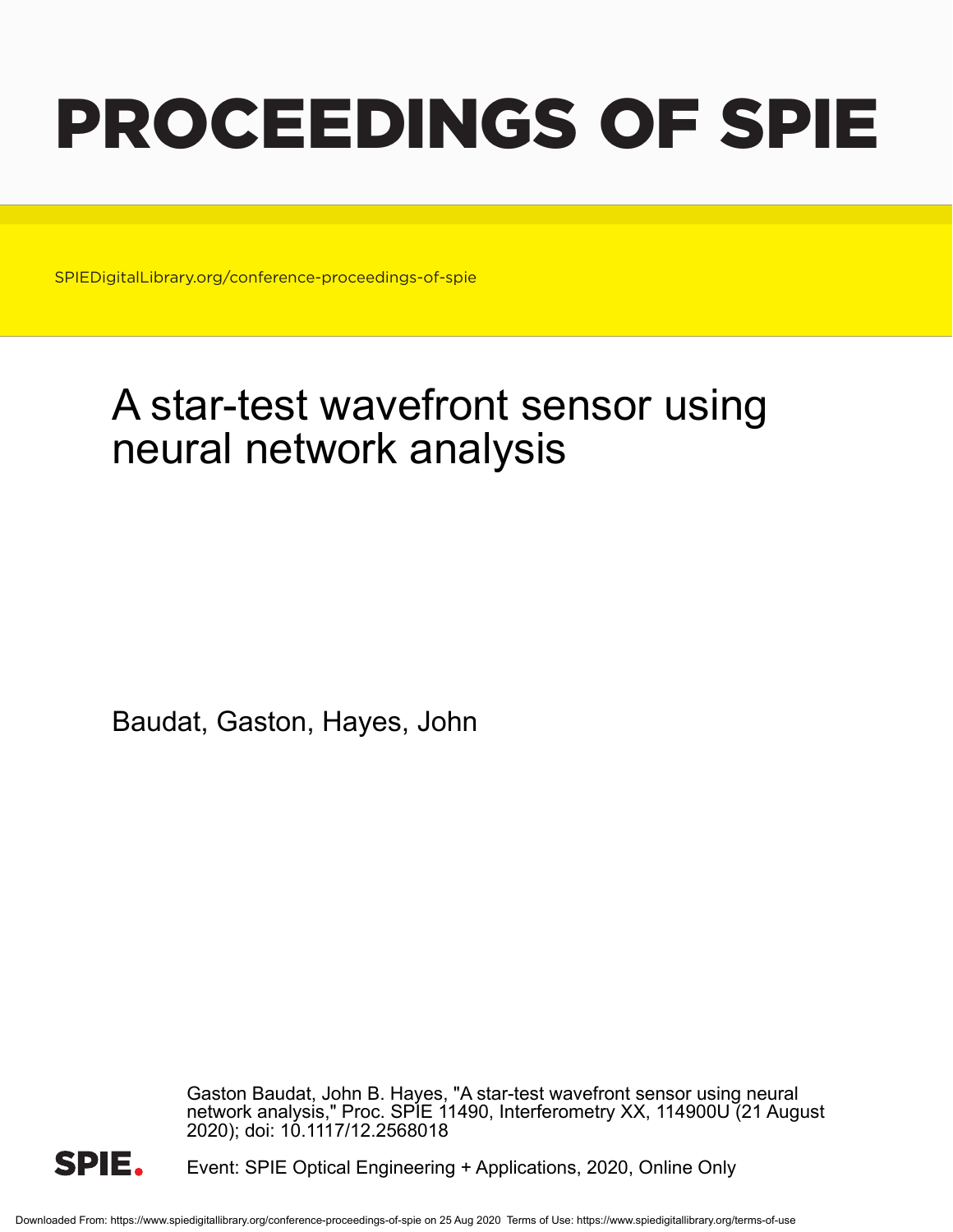# PROCEEDINGS OF SPIE

SPIEDigitalLibrary.org/conference-proceedings-of-spie

## A star-test wavefront sensor using neural network analysis

Baudat, Gaston, Hayes, John

Gaston Baudat, John B. Hayes, "A star-test wavefront sensor using neural network analysis," Proc. SPIE 11490, Interferometry XX, 114900U (21 August 2020); doi: 10.1117/12.2568018

Event: SPIE Optical Engineering + Applications, 2020, Online Only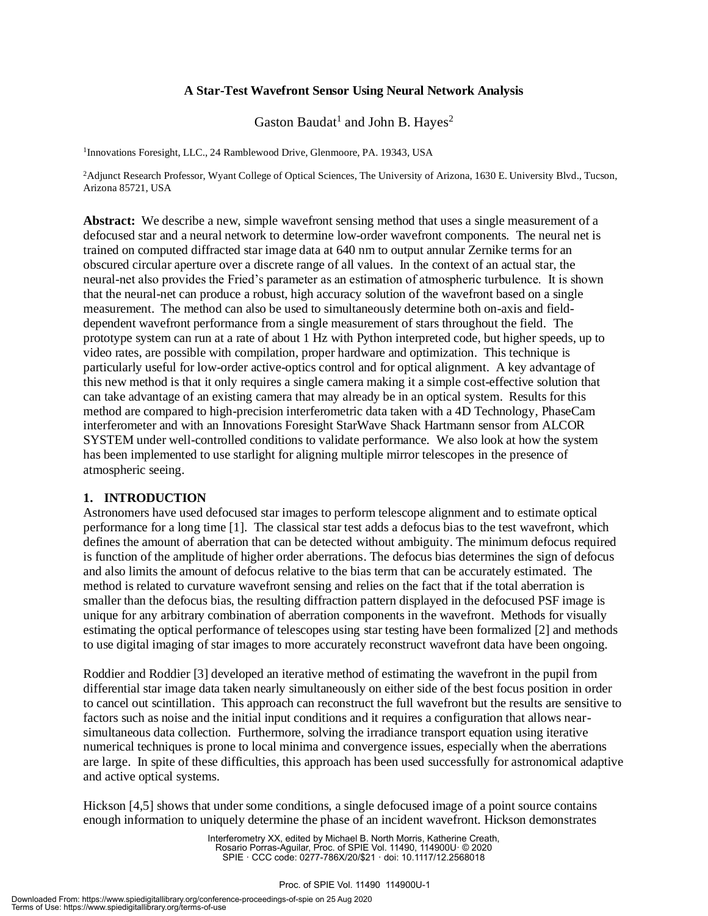**A Star-Test Wavefront Sensor Using Neural Network Analysis**

Gaston Baudat[1] and John B. Hayes[2]

[1]Innovations Foresight, LLC., 24 Ramblewood Drive, Glenmoore, PA. 19343, USA

[2]Adjunct Research Professor, Wyant College of Optical Sciences, The University of Arizona, 1630 E. University Blvd., Tucson, Arizona 85721, USA

**Abstract:** We describe a new, simple wavefront sensing method that uses a single measurement of a defocused star and a neural network to determine low-order wavefront components. The neural net is trained on computed diffracted star image data at 640 nm to output annular Zernike terms for an obscured circular aperture over a discrete range of all values. In the context of an actual star, the neural-net also provides the Fried's parameter as an estimation of atmospheric turbulence. It is shown that the neural-net can produce a robust, high accuracy solution of the wavefront based on a single measurement. The method can also be used to simultaneously determine both on-axis and field-dependent wavefront performance from a single measurement of stars throughout the field. The prototype system can run at a rate of about 1 Hz with Python interpreted code, but higher speeds, up to video rates, are possible with compilation, proper hardware and optimization. This technique is particularly useful for low-order active-optics control and for optical alignment. A key advantage of this new method is that it only requires a single camera making it a simple cost-effective solution that can take advantage of an existing camera that may already be in an optical system. Results for this method are compared to high-precision interferometric data taken with a 4D Technology, PhaseCam interferometer and with an Innovations Foresight StarWave Shack Hartmann sensor from ALCOR SYSTEM under well-controlled conditions to validate performance. We also look at how the system has been implemented to use starlight for aligning multiple mirror telescopes in the presence of atmospheric seeing.

## 1. INTRODUCTION

Astronomers have used defocused star images to perform telescope alignment and to estimate optical performance for a long time [1]. The classical star test adds a defocus bias to the test wavefront, which defines the amount of aberration that can be detected without ambiguity. The minimum defocus required is function of the amplitude of higher order aberrations. The defocus bias determines the sign of defocus and also limits the amount of defocus relative to the bias term that can be accurately estimated. The method is related to curvature wavefront sensing and relies on the fact that if the total aberration is smaller than the defocus bias, the resulting diffraction pattern displayed in the defocused PSF image is unique for any arbitrary combination of aberration components in the wavefront. Methods for visually estimating the optical performance of telescopes using star testing have been formalized [2] and methods to use digital imaging of star images to more accurately reconstruct wavefront data have been ongoing.

Roddier and Roddier [3] developed an iterative method of estimating the wavefront in the pupil from differential star image data taken nearly simultaneously on either side of the best focus position in order to cancel out scintillation. This approach can reconstruct the full wavefront but the results are sensitive to factors such as noise and the initial input conditions and it requires a configuration that allows near-simultaneous data collection. Furthermore, solving the irradiance transport equation using iterative numerical techniques is prone to local minima and convergence issues, especially when the aberrations are large. In spite of these difficulties, this approach has been used successfully for astronomical adaptive and active optical systems.

Hickson [4,5] shows that under some conditions, a single defocused image of a point source contains enough information to uniquely determine the phase of an incident wavefront. Hickson demonstrates

Interferometry XX, edited by Michael B. North Morris, Katherine Creath, Rosario Porras-Aguilar, Proc. of SPIE Vol. 11490, 114900U · © 2020 SPIE · CCC code: 0277-786X/20/$21 · doi: 10.1117/12.2568018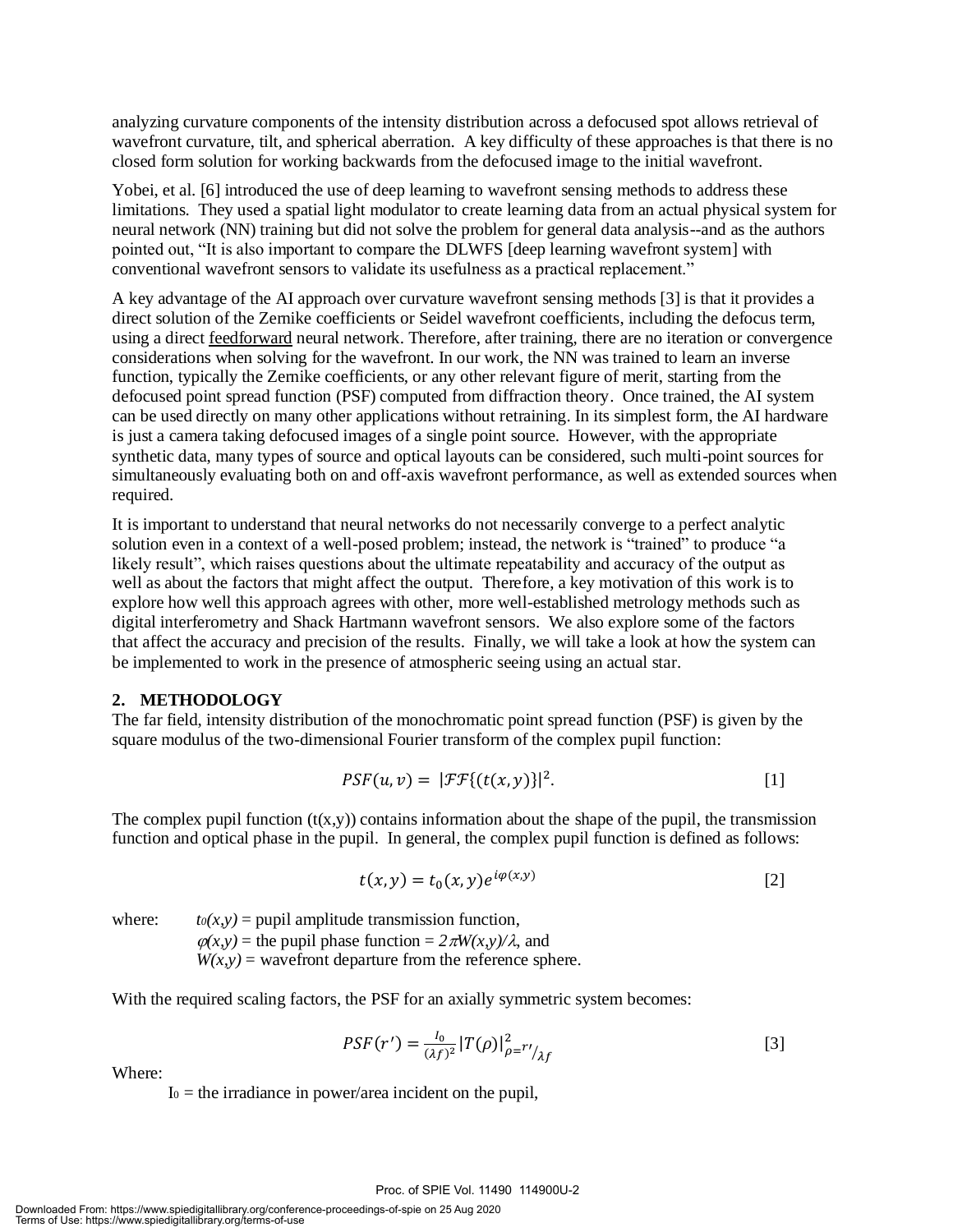analyzing curvature components of the intensity distribution across a defocused spot allows retrieval of wavefront curvature, tilt, and spherical aberration. A key difficulty of these approaches is that there is no closed form solution for working backwards from the defocused image to the initial wavefront.

Yobei, et al. [6] introduced the use of deep learning to wavefront sensing methods to address these limitations. They used a spatial light modulator to create learning data from an actual physical system for neural network (NN) training but did not solve the problem for general data analysis--and as the authors pointed out, "It is also important to compare the DLWFS [deep learning wavefront system] with conventional wavefront sensors to validate its usefulness as a practical replacement."

A key advantage of the AI approach over curvature wavefront sensing methods [3] is that it provides a direct solution of the Zernike coefficients or Seidel wavefront coefficients, including the defocus term, using a direct feedforward neural network. Therefore, after training, there are no iteration or convergence considerations when solving for the wavefront. In our work, the NN was trained to learn an inverse function, typically the Zernike coefficients, or any other relevant figure of merit, starting from the defocused point spread function (PSF) computed from diffraction theory. Once trained, the AI system can be used directly on many other applications without retraining. In its simplest form, the AI hardware is just a camera taking defocused images of a single point source. However, with the appropriate synthetic data, many types of source and optical layouts can be considered, such multi-point sources for simultaneously evaluating both on and off-axis wavefront performance, as well as extended sources when required.

It is important to understand that neural networks do not necessarily converge to a perfect analytic solution even in a context of a well-posed problem; instead, the network is "trained" to produce "a likely result", which raises questions about the ultimate repeatability and accuracy of the output as well as about the factors that might affect the output. Therefore, a key motivation of this work is to explore how well this approach agrees with other, more well-established metrology methods such as digital interferometry and Shack Hartmann wavefront sensors. We also explore some of the factors that affect the accuracy and precision of the results. Finally, we will take a look at how the system can be implemented to work in the presence of atmospheric seeing using an actual star.

## 2. METHODOLOGY

The far field, intensity distribution of the monochromatic point spread function (PSF) is given by the square modulus of the two-dimensional Fourier transform of the complex pupil function:

$$PSF(u,v) = |\mathcal{FF}\{(t(x,y)\}|^2. \qquad [1]$$

The complex pupil function (t(x,y)) contains information about the shape of the pupil, the transmission function and optical phase in the pupil. In general, the complex pupil function is defined as follows:

$$t(x,y) = t_0(x,y)e^{i\varphi(x,y)} \qquad [2]$$

where: $t_0(x,y)$ = pupil amplitude transmission function,
$\varphi(x,y)$ = the pupil phase function = $2\pi W(x,y)/\lambda$, and
$W(x,y)$ = wavefront departure from the reference sphere.

With the required scaling factors, the PSF for an axially symmetric system becomes:

$$PSF(r') = \frac{I_0}{(\lambda f)^2}|T(\rho)|^2_{\rho = r'/\lambda f} \qquad [3]$$

Where:

$I_0$ = the irradiance in power/area incident on the pupil,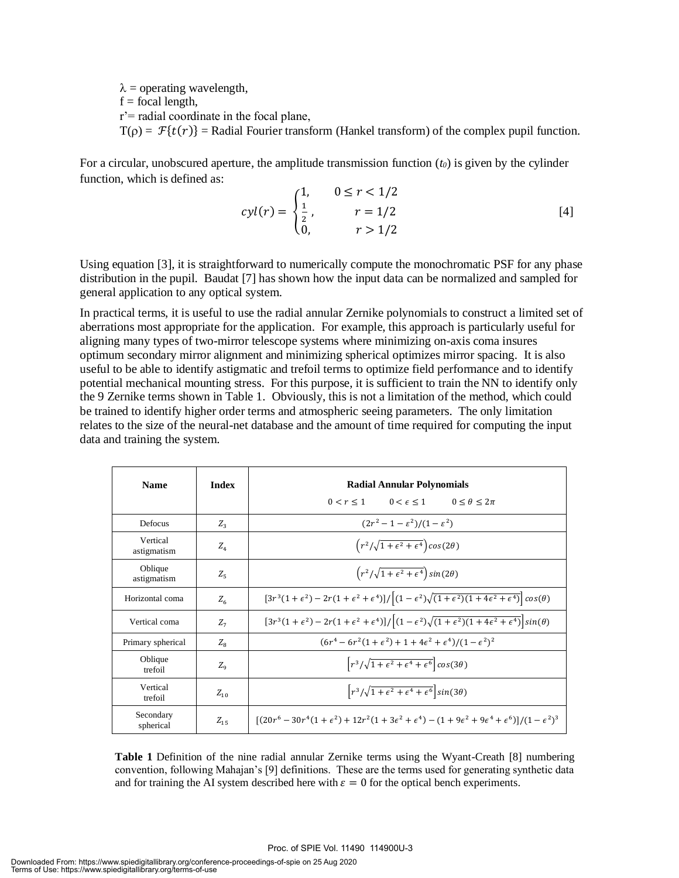$\lambda$ = operating wavelength,
f = focal length,
r'= radial coordinate in the focal plane,
$T(\rho) = \mathcal{F}\{t(r)\}$ = Radial Fourier transform (Hankel transform) of the complex pupil function.

For a circular, unobscured aperture, the amplitude transmission function ($t_0$) is given by the cylinder function, which is defined as:

$$cyl(r) = \begin{cases} 1, & 0 \le r < 1/2 \\ \frac{1}{2}, & r = 1/2 \\ 0, & r > 1/2 \end{cases} \quad [4]$$

Using equation [3], it is straightforward to numerically compute the monochromatic PSF for any phase distribution in the pupil. Baudat [7] has shown how the input data can be normalized and sampled for general application to any optical system.

In practical terms, it is useful to use the radial annular Zernike polynomials to construct a limited set of aberrations most appropriate for the application. For example, this approach is particularly useful for aligning many types of two-mirror telescope systems where minimizing on-axis coma insures optimum secondary mirror alignment and minimizing spherical optimizes mirror spacing. It is also useful to be able to identify astigmatic and trefoil terms to optimize field performance and to identify potential mechanical mounting stress. For this purpose, it is sufficient to train the NN to identify only the 9 Zernike terms shown in Table 1. Obviously, this is not a limitation of the method, which could be trained to identify higher order terms and atmospheric seeing parameters. The only limitation relates to the size of the neural-net database and the amount of time required for computing the input data and training the system.

| Name | Index | Radial Annular Polynomials $0 < r \le 1 \quad 0 < \epsilon \le 1 \quad 0 \le \theta \le 2\pi$ |
|---|---|---|
| Defocus | $Z_3$ | $(2r^2 - 1 - \epsilon^2)/(1 - \epsilon^2)$ |
| Vertical astigmatism | $Z_4$ | $\left(r^2/\sqrt{1+\epsilon^2+\epsilon^4}\right)\cos(2\theta)$ |
| Oblique astigmatism | $Z_5$ | $\left(r^2/\sqrt{1+\epsilon^2+\epsilon^4}\right)\sin(2\theta)$ |
| Horizontal coma | $Z_6$ | $[3r^3(1+\epsilon^2) - 2r(1+\epsilon^2+\epsilon^4)]/\left[(1-\epsilon^2)\sqrt{(1+\epsilon^2)(1+4\epsilon^2+\epsilon^4)}\right]\cos(\theta)$ |
| Vertical coma | $Z_7$ | $[3r^3(1+\epsilon^2) - 2r(1+\epsilon^2+\epsilon^4)]/\left[(1-\epsilon^2)\sqrt{(1+\epsilon^2)(1+4\epsilon^2+\epsilon^4)}\right]\sin(\theta)$ |
| Primary spherical | $Z_8$ | $(6r^4 - 6r^2(1+\epsilon^2) + 1 + 4\epsilon^2 + \epsilon^4)/(1-\epsilon^2)^2$ |
| Oblique trefoil | $Z_9$ | $\left[r^3/\sqrt{1+\epsilon^2+\epsilon^4+\epsilon^6}\right]\cos(3\theta)$ |
| Vertical trefoil | $Z_{10}$ | $\left[r^3/\sqrt{1+\epsilon^2+\epsilon^4+\epsilon^6}\right]\sin(3\theta)$ |
| Secondary spherical | $Z_{15}$ | $[(20r^6 - 30r^4(1+\epsilon^2) + 12r^2(1+3\epsilon^2+\epsilon^4) - (1+9\epsilon^2+9\epsilon^4+\epsilon^6)]/(1-\epsilon^2)^3$ |

**Table 1** Definition of the nine radial annular Zernike terms using the Wyant-Creath [8] numbering convention, following Mahajan's [9] definitions. These are the terms used for generating synthetic data and for training the AI system described here with $\varepsilon = 0$ for the optical bench experiments.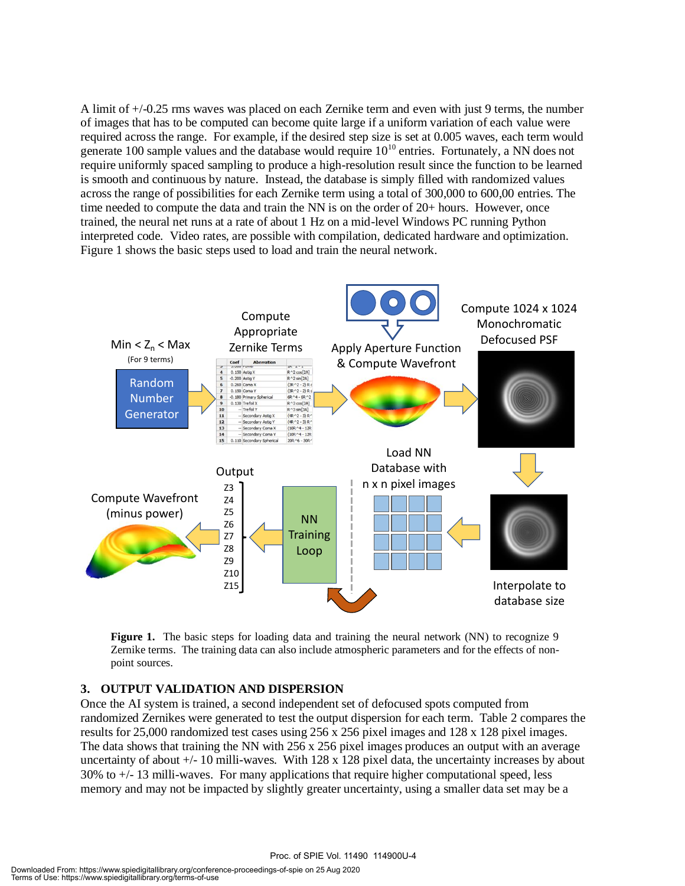A limit of +/-0.25 rms waves was placed on each Zernike term and even with just 9 terms, the number of images that has to be computed can become quite large if a uniform variation of each value were required across the range. For example, if the desired step size is set at 0.005 waves, each term would generate 100 sample values and the database would require $10^{10}$ entries. Fortunately, a NN does not require uniformly spaced sampling to produce a high-resolution result since the function to be learned is smooth and continuous by nature. Instead, the database is simply filled with randomized values across the range of possibilities for each Zernike term using a total of 300,000 to 600,00 entries. The time needed to compute the data and train the NN is on the order of 20+ hours. However, once trained, the neural net runs at a rate of about 1 Hz on a mid-level Windows PC running Python interpreted code. Video rates, are possible with compilation, dedicated hardware and optimization. Figure 1 shows the basic steps used to load and train the neural network.

**Figure 1.** The basic steps for loading data and training the neural network (NN) to recognize 9 Zernike terms. The training data can also include atmospheric parameters and for the effects of non-point sources.

## 3. OUTPUT VALIDATION AND DISPERSION

Once the AI system is trained, a second independent set of defocused spots computed from randomized Zernikes were generated to test the output dispersion for each term. Table 2 compares the results for 25,000 randomized test cases using 256 x 256 pixel images and 128 x 128 pixel images. The data shows that training the NN with 256 x 256 pixel images produces an output with an average uncertainty of about +/- 10 milli-waves. With 128 x 128 pixel data, the uncertainty increases by about 30% to +/- 13 milli-waves. For many applications that require higher computational speed, less memory and may not be impacted by slightly greater uncertainty, using a smaller data set may be a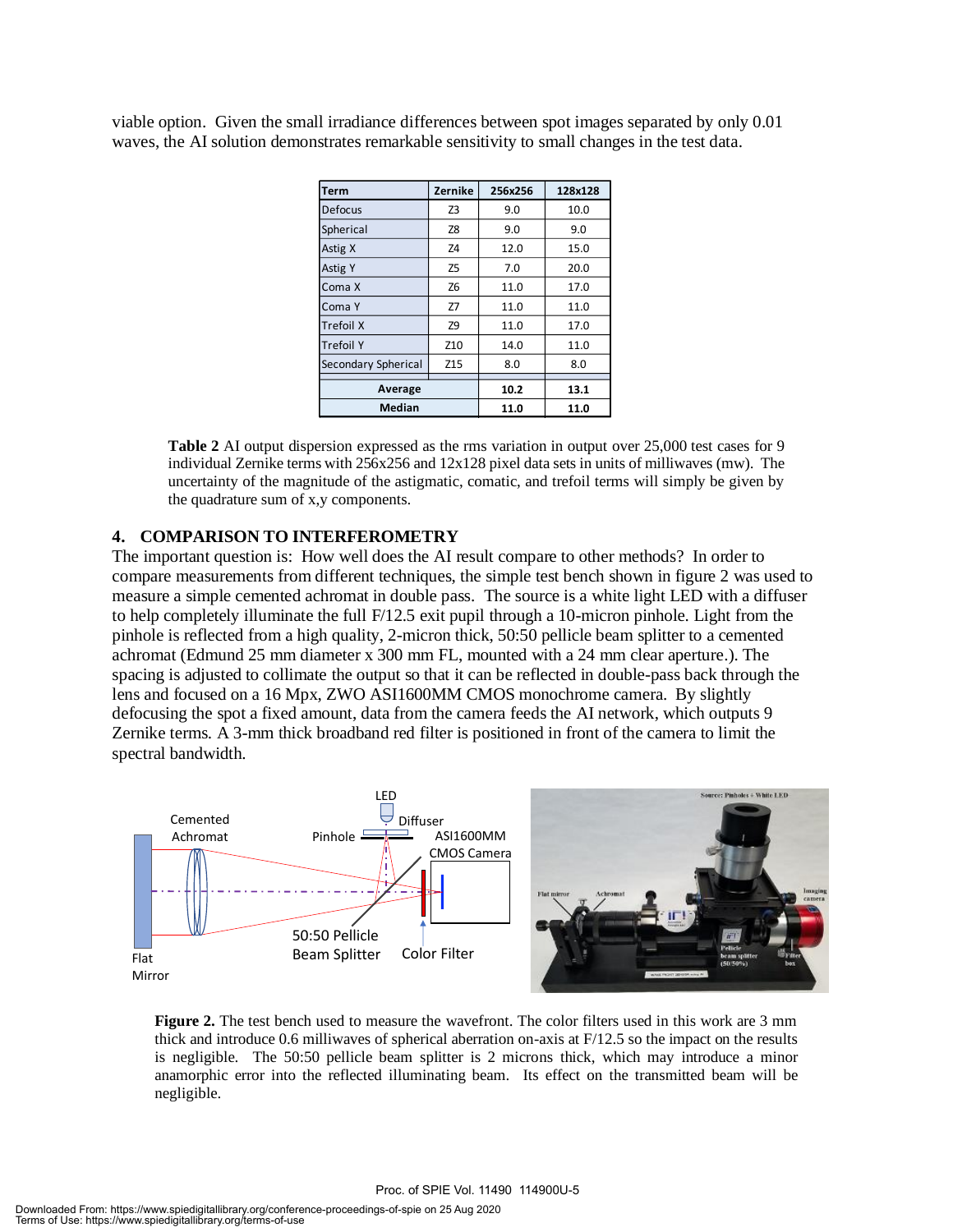viable option. Given the small irradiance differences between spot images separated by only 0.01 waves, the AI solution demonstrates remarkable sensitivity to small changes in the test data.

| Term | Zernike | 256x256 | 128x128 |
|---|---|---|---|
| Defocus | Z3 | 9.0 | 10.0 |
| Spherical | Z8 | 9.0 | 9.0 |
| Astig X | Z4 | 12.0 | 15.0 |
| Astig Y | Z5 | 7.0 | 20.0 |
| Coma X | Z6 | 11.0 | 17.0 |
| Coma Y | Z7 | 11.0 | 11.0 |
| Trefoil X | Z9 | 11.0 | 17.0 |
| Trefoil Y | Z10 | 14.0 | 11.0 |
| Secondary Spherical | Z15 | 8.0 | 8.0 |
| **Average** | | **10.2** | **13.1** |
| **Median** | | **11.0** | **11.0** |

**Table 2** AI output dispersion expressed as the rms variation in output over 25,000 test cases for 9 individual Zernike terms with 256x256 and 12x128 pixel data sets in units of milliwaves (mw). The uncertainty of the magnitude of the astigmatic, comatic, and trefoil terms will simply be given by the quadrature sum of x,y components.

## 4. COMPARISON TO INTERFEROMETRY

The important question is: How well does the AI result compare to other methods? In order to compare measurements from different techniques, the simple test bench shown in figure 2 was used to measure a simple cemented achromat in double pass. The source is a white light LED with a diffuser to help completely illuminate the full F/12.5 exit pupil through a 10-micron pinhole. Light from the pinhole is reflected from a high quality, 2-micron thick, 50:50 pellicle beam splitter to a cemented achromat (Edmund 25 mm diameter x 300 mm FL, mounted with a 24 mm clear aperture.). The spacing is adjusted to collimate the output so that it can be reflected in double-pass back through the lens and focused on a 16 Mpx, ZWO ASI1600MM CMOS monochrome camera. By slightly defocusing the spot a fixed amount, data from the camera feeds the AI network, which outputs 9 Zernike terms. A 3-mm thick broadband red filter is positioned in front of the camera to limit the spectral bandwidth.

**Figure 2.** The test bench used to measure the wavefront. The color filters used in this work are 3 mm thick and introduce 0.6 milliwaves of spherical aberration on-axis at F/12.5 so the impact on the results is negligible. The 50:50 pellicle beam splitter is 2 microns thick, which may introduce a minor anamorphic error into the reflected illuminating beam. Its effect on the transmitted beam will be negligible.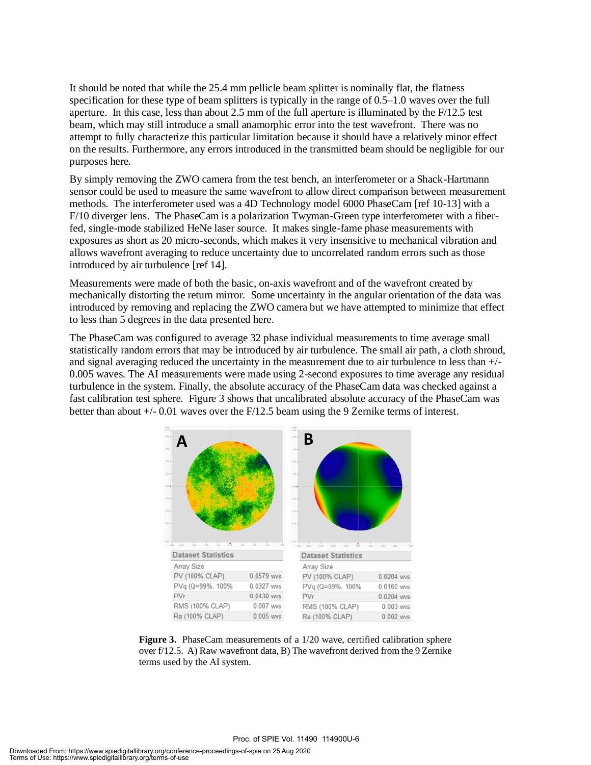It should be noted that while the 25.4 mm pellicle beam splitter is nominally flat, the flatness specification for these type of beam splitters is typically in the range of 0.5–1.0 waves over the full aperture. In this case, less than about 2.5 mm of the full aperture is illuminated by the F/12.5 test beam, which may still introduce a small anamorphic error into the test wavefront. There was no attempt to fully characterize this particular limitation because it should have a relatively minor effect on the results. Furthermore, any errors introduced in the transmitted beam should be negligible for our purposes here.

By simply removing the ZWO camera from the test bench, an interferometer or a Shack-Hartmann sensor could be used to measure the same wavefront to allow direct comparison between measurement methods. The interferometer used was a 4D Technology model 6000 PhaseCam [ref 10-13] with a F/10 diverger lens. The PhaseCam is a polarization Twyman-Green type interferometer with a fiber-fed, single-mode stabilized HeNe laser source. It makes single-fame phase measurements with exposures as short as 20 micro-seconds, which makes it very insensitive to mechanical vibration and allows wavefront averaging to reduce uncertainty due to uncorrelated random errors such as those introduced by air turbulence [ref 14].

Measurements were made of both the basic, on-axis wavefront and of the wavefront created by mechanically distorting the return mirror. Some uncertainty in the angular orientation of the data was introduced by removing and replacing the ZWO camera but we have attempted to minimize that effect to less than 5 degrees in the data presented here.

The PhaseCam was configured to average 32 phase individual measurements to time average small statistically random errors that may be introduced by air turbulence. The small air path, a cloth shroud, and signal averaging reduced the uncertainty in the measurement due to air turbulence to less than +/- 0.005 waves. The AI measurements were made using 2-second exposures to time average any residual turbulence in the system. Finally, the absolute accuracy of the PhaseCam data was checked against a fast calibration test sphere. Figure 3 shows that uncalibrated absolute accuracy of the PhaseCam was better than about +/- 0.01 waves over the F/12.5 beam using the 9 Zernike terms of interest.

| Dataset Statistics (A) | |
|---|---|
| Array Size | |
| PV (100% CLAP) | 0.0579 wvs |
| PVq (Q=99%, 100% | 0.0327 wvs |
| PVr | 0.0430 wvs |
| RMS (100% CLAP) | 0.007 wvs |
| Ra (100% CLAP) | 0.005 wvs |

| Dataset Statistics (B) | |
|---|---|
| Array Size | |
| PV (100% CLAP) | 0.0204 wvs |
| PVq (Q=99%, 100% | 0.0160 wvs |
| PVr | 0.0204 wvs |
| RMS (100% CLAP) | 0.003 wvs |
| Ra (100% CLAP) | 0.002 wvs |

**Figure 3.** PhaseCam measurements of a 1/20 wave, certified calibration sphere over f/12.5. A) Raw wavefront data, B) The wavefront derived from the 9 Zernike terms used by the AI system.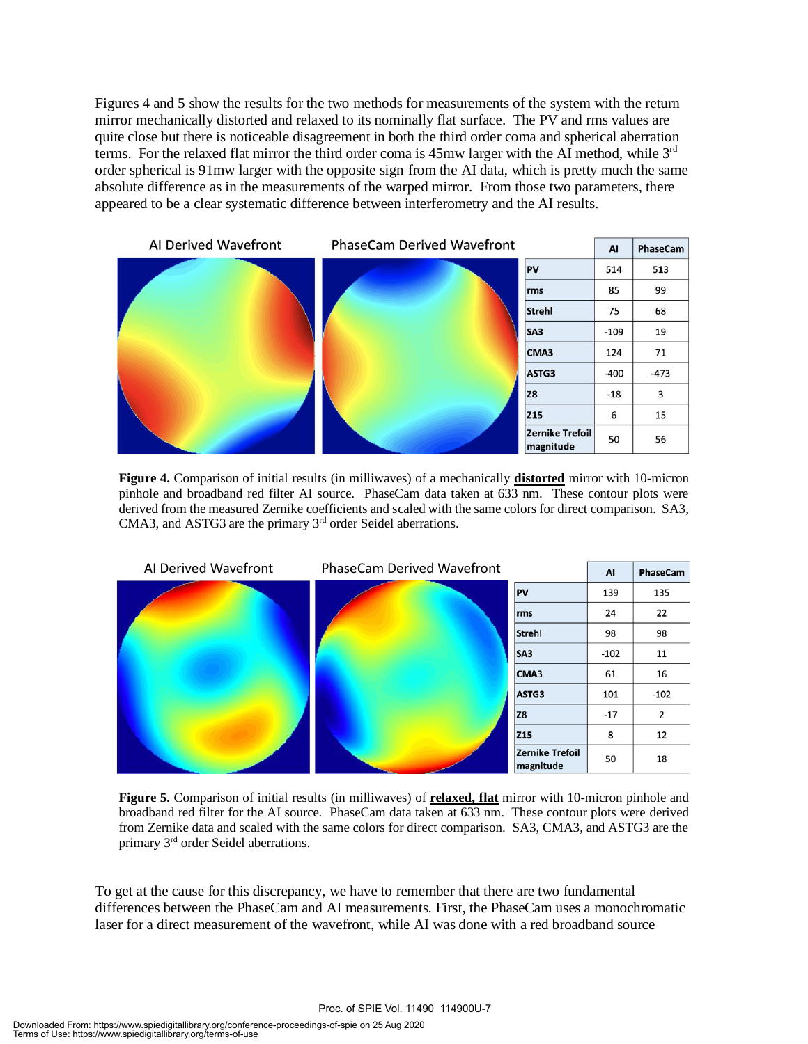Figures 4 and 5 show the results for the two methods for measurements of the system with the return mirror mechanically distorted and relaxed to its nominally flat surface. The PV and rms values are quite close but there is noticeable disagreement in both the third order coma and spherical aberration terms. For the relaxed flat mirror the third order coma is 45mw larger with the AI method, while 3rd order spherical is 91mw larger with the opposite sign from the AI data, which is pretty much the same absolute difference as in the measurements of the warped mirror. From those two parameters, there appeared to be a clear systematic difference between interferometry and the AI results.

AI Derived Wavefront | PhaseCam Derived Wavefront

| | AI | PhaseCam |
|---|---|---|
| PV | 514 | 513 |
| rms | 85 | 99 |
| Strehl | 75 | 68 |
| SA3 | -109 | 19 |
| CMA3 | 124 | 71 |
| ASTG3 | -400 | -473 |
| Z8 | -18 | 3 |
| Z15 | 6 | 15 |
| Zernike Trefoil magnitude | 50 | 56 |

**Figure 4.** Comparison of initial results (in milliwaves) of a mechanically **distorted** mirror with 10-micron pinhole and broadband red filter AI source. PhaseCam data taken at 633 nm. These contour plots were derived from the measured Zernike coefficients and scaled with the same colors for direct comparison. SA3, CMA3, and ASTG3 are the primary 3rd order Seidel aberrations.

AI Derived Wavefront | PhaseCam Derived Wavefront

| | AI | PhaseCam |
|---|---|---|
| PV | 139 | 135 |
| rms | 24 | 22 |
| Strehl | 98 | 98 |
| SA3 | -102 | 11 |
| CMA3 | 61 | 16 |
| ASTG3 | 101 | -102 |
| Z8 | -17 | 2 |
| Z15 | 8 | 12 |
| Zernike Trefoil magnitude | 50 | 18 |

**Figure 5.** Comparison of initial results (in milliwaves) of **relaxed, flat** mirror with 10-micron pinhole and broadband red filter for the AI source. PhaseCam data taken at 633 nm. These contour plots were derived from Zernike data and scaled with the same colors for direct comparison. SA3, CMA3, and ASTG3 are the primary 3rd order Seidel aberrations.

To get at the cause for this discrepancy, we have to remember that there are two fundamental differences between the PhaseCam and AI measurements. First, the PhaseCam uses a monochromatic laser for a direct measurement of the wavefront, while AI was done with a red broadband source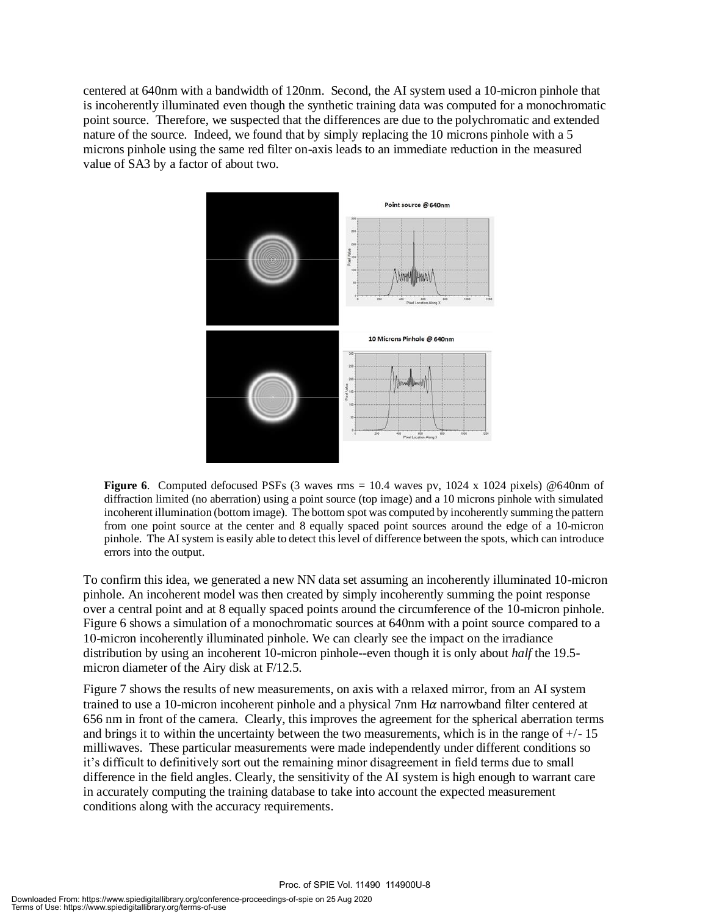centered at 640nm with a bandwidth of 120nm. Second, the AI system used a 10-micron pinhole that is incoherently illuminated even though the synthetic training data was computed for a monochromatic point source. Therefore, we suspected that the differences are due to the polychromatic and extended nature of the source. Indeed, we found that by simply replacing the 10 microns pinhole with a 5 microns pinhole using the same red filter on-axis leads to an immediate reduction in the measured value of SA3 by a factor of about two.

**Figure 6**. Computed defocused PSFs (3 waves rms = 10.4 waves pv, 1024 x 1024 pixels) @640nm of diffraction limited (no aberration) using a point source (top image) and a 10 microns pinhole with simulated incoherent illumination (bottom image). The bottom spot was computed by incoherently summing the pattern from one point source at the center and 8 equally spaced point sources around the edge of a 10-micron pinhole. The AI system is easily able to detect this level of difference between the spots, which can introduce errors into the output.

To confirm this idea, we generated a new NN data set assuming an incoherently illuminated 10-micron pinhole. An incoherent model was then created by simply incoherently summing the point response over a central point and at 8 equally spaced points around the circumference of the 10-micron pinhole. Figure 6 shows a simulation of a monochromatic sources at 640nm with a point source compared to a 10-micron incoherently illuminated pinhole. We can clearly see the impact on the irradiance distribution by using an incoherent 10-micron pinhole--even though it is only about *half* the 19.5-micron diameter of the Airy disk at F/12.5.

Figure 7 shows the results of new measurements, on axis with a relaxed mirror, from an AI system trained to use a 10-micron incoherent pinhole and a physical 7nm H$\alpha$ narrowband filter centered at 656 nm in front of the camera. Clearly, this improves the agreement for the spherical aberration terms and brings it to within the uncertainty between the two measurements, which is in the range of +/- 15 milliwaves. These particular measurements were made independently under different conditions so it's difficult to definitively sort out the remaining minor disagreement in field terms due to small difference in the field angles. Clearly, the sensitivity of the AI system is high enough to warrant care in accurately computing the training database to take into account the expected measurement conditions along with the accuracy requirements.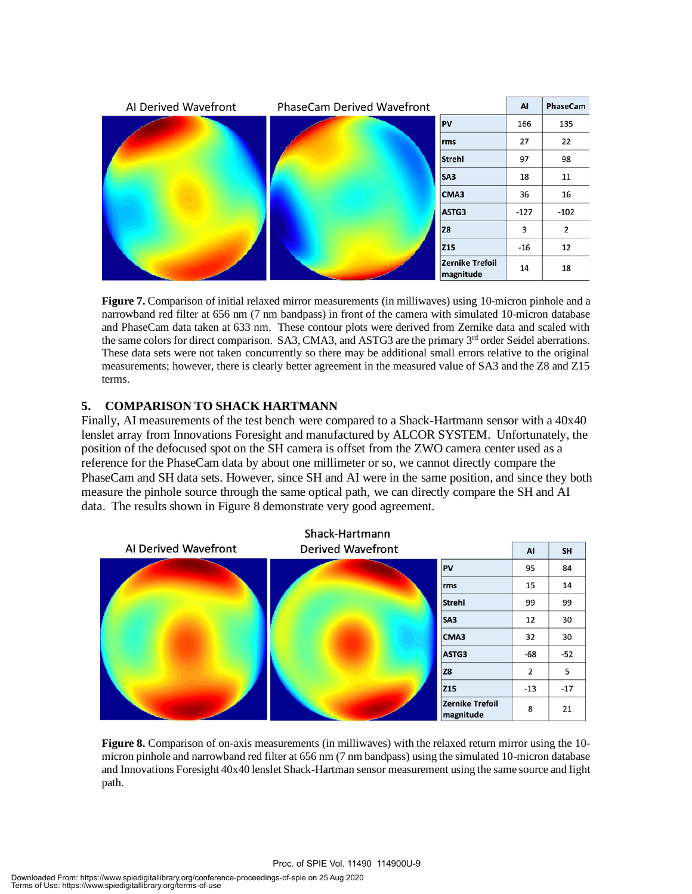| | AI | PhaseCam |
|---|---|---|
| PV | 166 | 135 |
| rms | 27 | 22 |
| Strehl | 97 | 98 |
| SA3 | 18 | 11 |
| CMA3 | 36 | 16 |
| ASTG3 | -127 | -102 |
| Z8 | 3 | 2 |
| Z15 | -16 | 12 |
| Zernike Trefoil magnitude | 14 | 18 |

**Figure 7.** Comparison of initial relaxed mirror measurements (in milliwaves) using 10-micron pinhole and a narrowband red filter at 656 nm (7 nm bandpass) in front of the camera with simulated 10-micron database and PhaseCam data taken at 633 nm. These contour plots were derived from Zernike data and scaled with the same colors for direct comparison. SA3, CMA3, and ASTG3 are the primary 3rd order Seidel aberrations. These data sets were not taken concurrently so there may be additional small errors relative to the original measurements; however, there is clearly better agreement in the measured value of SA3 and the Z8 and Z15 terms.

## 5. COMPARISON TO SHACK HARTMANN

Finally, AI measurements of the test bench were compared to a Shack-Hartmann sensor with a 40x40 lenslet array from Innovations Foresight and manufactured by ALCOR SYSTEM. Unfortunately, the position of the defocused spot on the SH camera is offset from the ZWO camera center used as a reference for the PhaseCam data by about one millimeter or so, we cannot directly compare the PhaseCam and SH data sets. However, since SH and AI were in the same position, and since they both measure the pinhole source through the same optical path, we can directly compare the SH and AI data. The results shown in Figure 8 demonstrate very good agreement.

| | AI | SH |
|---|---|---|
| PV | 95 | 84 |
| rms | 15 | 14 |
| Strehl | 99 | 99 |
| SA3 | 12 | 30 |
| CMA3 | 32 | 30 |
| ASTG3 | -68 | -52 |
| Z8 | 2 | 5 |
| Z15 | -13 | -17 |
| Zernike Trefoil magnitude | 8 | 21 |

**Figure 8.** Comparison of on-axis measurements (in milliwaves) with the relaxed return mirror using the 10-micron pinhole and narrowband red filter at 656 nm (7 nm bandpass) using the simulated 10-micron database and Innovations Foresight 40x40 lenslet Shack-Hartman sensor measurement using the same source and light path.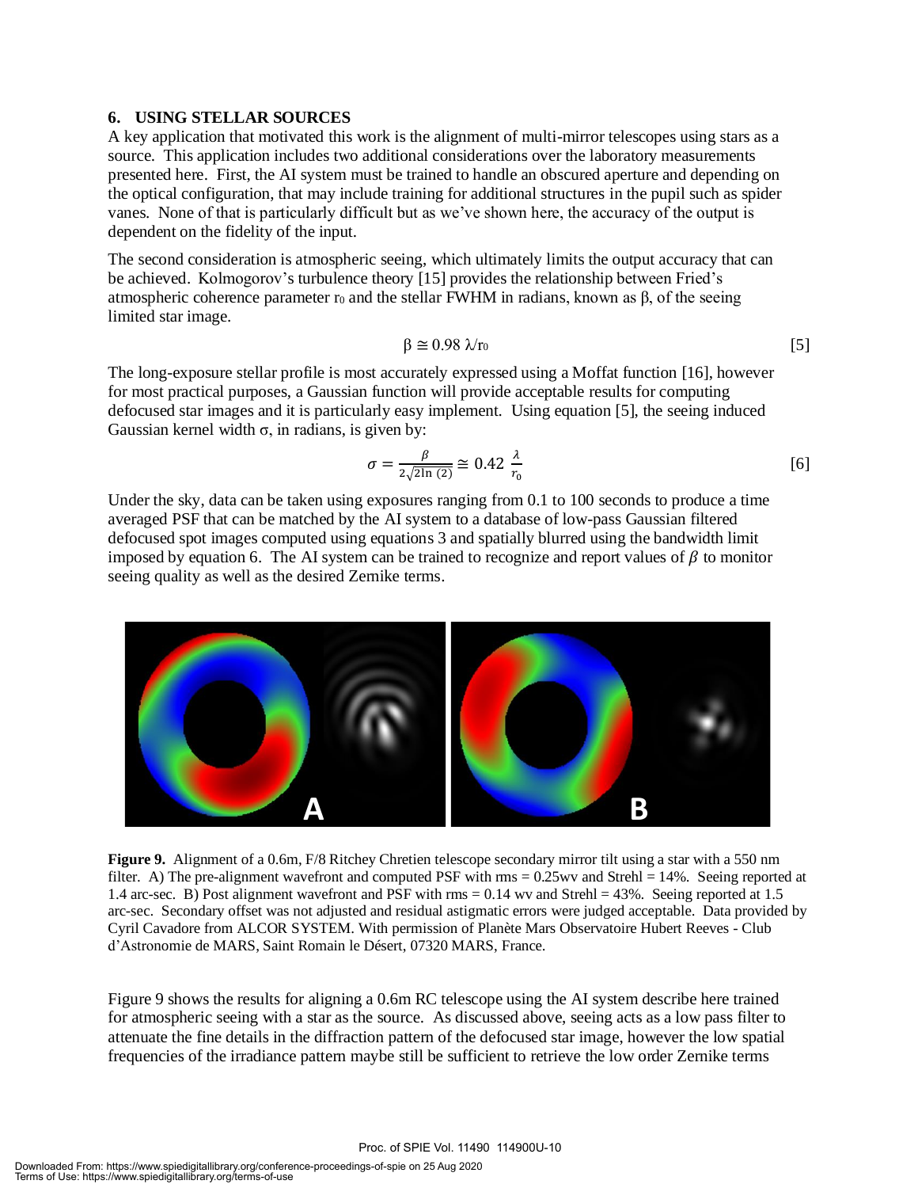## 6. USING STELLAR SOURCES

A key application that motivated this work is the alignment of multi-mirror telescopes using stars as a source. This application includes two additional considerations over the laboratory measurements presented here. First, the AI system must be trained to handle an obscured aperture and depending on the optical configuration, that may include training for additional structures in the pupil such as spider vanes. None of that is particularly difficult but as we've shown here, the accuracy of the output is dependent on the fidelity of the input.

The second consideration is atmospheric seeing, which ultimately limits the output accuracy that can be achieved. Kolmogorov's turbulence theory [15] provides the relationship between Fried's atmospheric coherence parameter $r_0$ and the stellar FWHM in radians, known as $\beta$, of the seeing limited star image.

$$\beta \cong 0.98\ \lambda/r_0 \qquad [5]$$

The long-exposure stellar profile is most accurately expressed using a Moffat function [16], however for most practical purposes, a Gaussian function will provide acceptable results for computing defocused star images and it is particularly easy implement. Using equation [5], the seeing induced Gaussian kernel width $\sigma$, in radians, is given by:

$$\sigma = \frac{\beta}{2\sqrt{2\ln{(2)}}} \cong 0.42\ \frac{\lambda}{r_0} \qquad [6]$$

Under the sky, data can be taken using exposures ranging from 0.1 to 100 seconds to produce a time averaged PSF that can be matched by the AI system to a database of low-pass Gaussian filtered defocused spot images computed using equations 3 and spatially blurred using the bandwidth limit imposed by equation 6. The AI system can be trained to recognize and report values of $\beta$ to monitor seeing quality as well as the desired Zernike terms.

**Figure 9.** Alignment of a 0.6m, F/8 Ritchey Chretien telescope secondary mirror tilt using a star with a 550 nm filter. A) The pre-alignment wavefront and computed PSF with rms = 0.25wv and Strehl = 14%. Seeing reported at 1.4 arc-sec. B) Post alignment wavefront and PSF with rms = 0.14 wv and Strehl = 43%. Seeing reported at 1.5 arc-sec. Secondary offset was not adjusted and residual astigmatic errors were judged acceptable. Data provided by Cyril Cavadore from ALCOR SYSTEM. With permission of Planète Mars Observatoire Hubert Reeves - Club d'Astronomie de MARS, Saint Romain le Désert, 07320 MARS, France.

Figure 9 shows the results for aligning a 0.6m RC telescope using the AI system describe here trained for atmospheric seeing with a star as the source. As discussed above, seeing acts as a low pass filter to attenuate the fine details in the diffraction pattern of the defocused star image, however the low spatial frequencies of the irradiance pattern maybe still be sufficient to retrieve the low order Zernike terms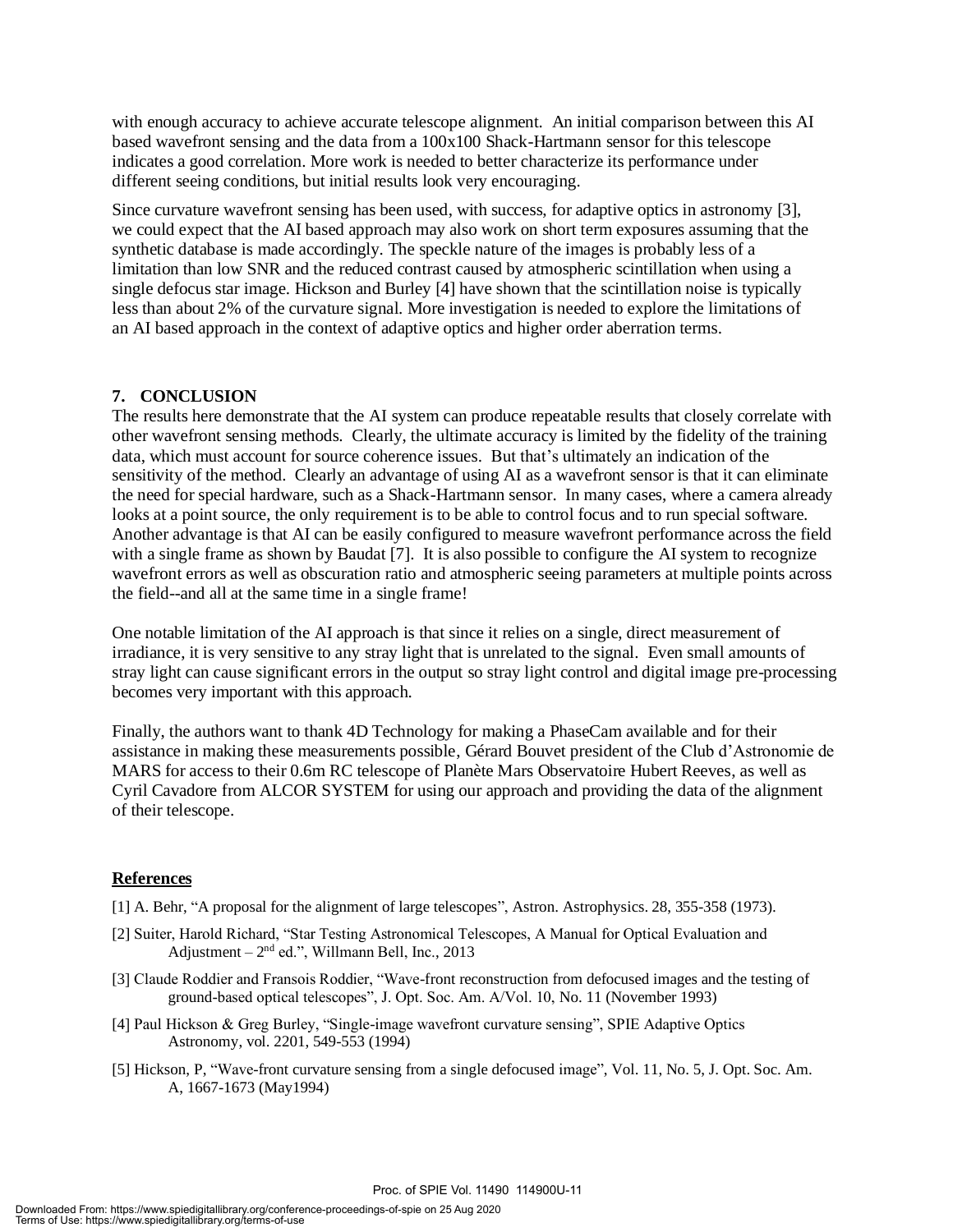with enough accuracy to achieve accurate telescope alignment. An initial comparison between this AI based wavefront sensing and the data from a 100x100 Shack-Hartmann sensor for this telescope indicates a good correlation. More work is needed to better characterize its performance under different seeing conditions, but initial results look very encouraging.

Since curvature wavefront sensing has been used, with success, for adaptive optics in astronomy [3], we could expect that the AI based approach may also work on short term exposures assuming that the synthetic database is made accordingly. The speckle nature of the images is probably less of a limitation than low SNR and the reduced contrast caused by atmospheric scintillation when using a single defocus star image. Hickson and Burley [4] have shown that the scintillation noise is typically less than about 2% of the curvature signal. More investigation is needed to explore the limitations of an AI based approach in the context of adaptive optics and higher order aberration terms.

## 7. CONCLUSION

The results here demonstrate that the AI system can produce repeatable results that closely correlate with other wavefront sensing methods. Clearly, the ultimate accuracy is limited by the fidelity of the training data, which must account for source coherence issues. But that's ultimately an indication of the sensitivity of the method. Clearly an advantage of using AI as a wavefront sensor is that it can eliminate the need for special hardware, such as a Shack-Hartmann sensor. In many cases, where a camera already looks at a point source, the only requirement is to be able to control focus and to run special software. Another advantage is that AI can be easily configured to measure wavefront performance across the field with a single frame as shown by Baudat [7]. It is also possible to configure the AI system to recognize wavefront errors as well as obscuration ratio and atmospheric seeing parameters at multiple points across the field--and all at the same time in a single frame!

One notable limitation of the AI approach is that since it relies on a single, direct measurement of irradiance, it is very sensitive to any stray light that is unrelated to the signal. Even small amounts of stray light can cause significant errors in the output so stray light control and digital image pre-processing becomes very important with this approach.

Finally, the authors want to thank 4D Technology for making a PhaseCam available and for their assistance in making these measurements possible, Gérard Bouvet president of the Club d'Astronomie de MARS for access to their 0.6m RC telescope of Planète Mars Observatoire Hubert Reeves, as well as Cyril Cavadore from ALCOR SYSTEM for using our approach and providing the data of the alignment of their telescope.

## References

[1] A. Behr, "A proposal for the alignment of large telescopes", Astron. Astrophysics. 28, 355-358 (1973).

[2] Suiter, Harold Richard, "Star Testing Astronomical Telescopes, A Manual for Optical Evaluation and Adjustment – 2nd ed.", Willmann Bell, Inc., 2013

[3] Claude Roddier and Fransois Roddier, "Wave-front reconstruction from defocused images and the testing of ground-based optical telescopes", J. Opt. Soc. Am. A/Vol. 10, No. 11 (November 1993)

[4] Paul Hickson & Greg Burley, "Single-image wavefront curvature sensing", SPIE Adaptive Optics Astronomy, vol. 2201, 549-553 (1994)

[5] Hickson, P, "Wave-front curvature sensing from a single defocused image", Vol. 11, No. 5, J. Opt. Soc. Am. A, 1667-1673 (May1994)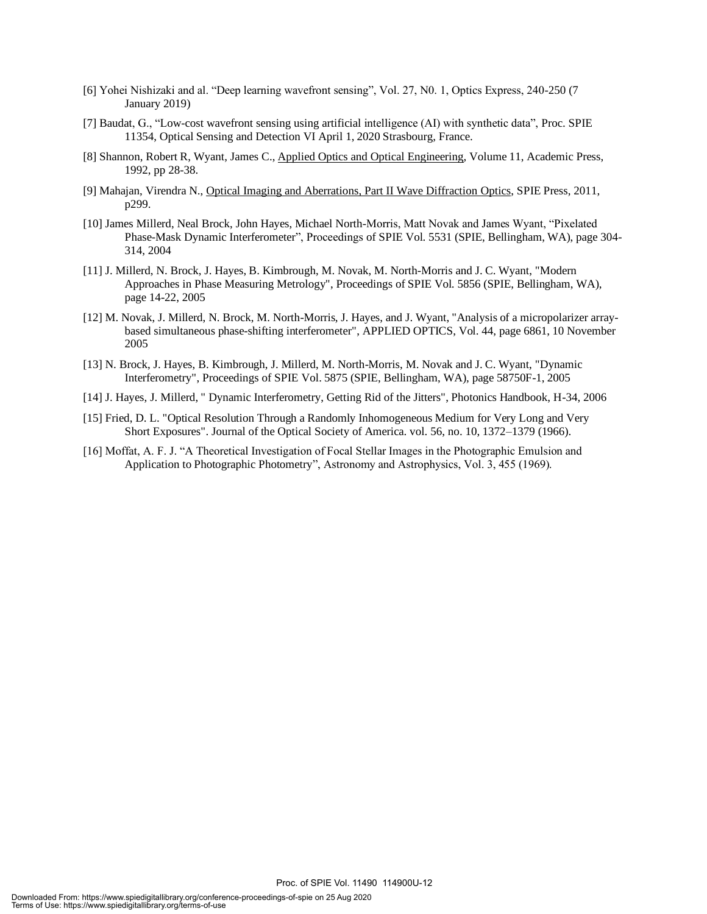[6] Yohei Nishizaki and al. "Deep learning wavefront sensing", Vol. 27, N0. 1, Optics Express, 240-250 (7 January 2019)

[7] Baudat, G., "Low-cost wavefront sensing using artificial intelligence (AI) with synthetic data", Proc. SPIE 11354, Optical Sensing and Detection VI April 1, 2020 Strasbourg, France.

[8] Shannon, Robert R, Wyant, James C., Applied Optics and Optical Engineering, Volume 11, Academic Press, 1992, pp 28-38.

[9] Mahajan, Virendra N., Optical Imaging and Aberrations, Part II Wave Diffraction Optics, SPIE Press, 2011, p299.

[10] James Millerd, Neal Brock, John Hayes, Michael North-Morris, Matt Novak and James Wyant, "Pixelated Phase-Mask Dynamic Interferometer", Proceedings of SPIE Vol. 5531 (SPIE, Bellingham, WA), page 304-314, 2004

[11] J. Millerd, N. Brock, J. Hayes, B. Kimbrough, M. Novak, M. North-Morris and J. C. Wyant, "Modern Approaches in Phase Measuring Metrology", Proceedings of SPIE Vol. 5856 (SPIE, Bellingham, WA), page 14-22, 2005

[12] M. Novak, J. Millerd, N. Brock, M. North-Morris, J. Hayes, and J. Wyant, "Analysis of a micropolarizer array-based simultaneous phase-shifting interferometer", APPLIED OPTICS, Vol. 44, page 6861, 10 November 2005

[13] N. Brock, J. Hayes, B. Kimbrough, J. Millerd, M. North-Morris, M. Novak and J. C. Wyant, "Dynamic Interferometry", Proceedings of SPIE Vol. 5875 (SPIE, Bellingham, WA), page 58750F-1, 2005

[14] J. Hayes, J. Millerd, " Dynamic Interferometry, Getting Rid of the Jitters", Photonics Handbook, H-34, 2006

[15] Fried, D. L. "Optical Resolution Through a Randomly Inhomogeneous Medium for Very Long and Very Short Exposures". Journal of the Optical Society of America. vol. 56, no. 10, 1372–1379 (1966).

[16] Moffat, A. F. J. "A Theoretical Investigation of Focal Stellar Images in the Photographic Emulsion and Application to Photographic Photometry", Astronomy and Astrophysics, Vol. 3, 455 (1969).